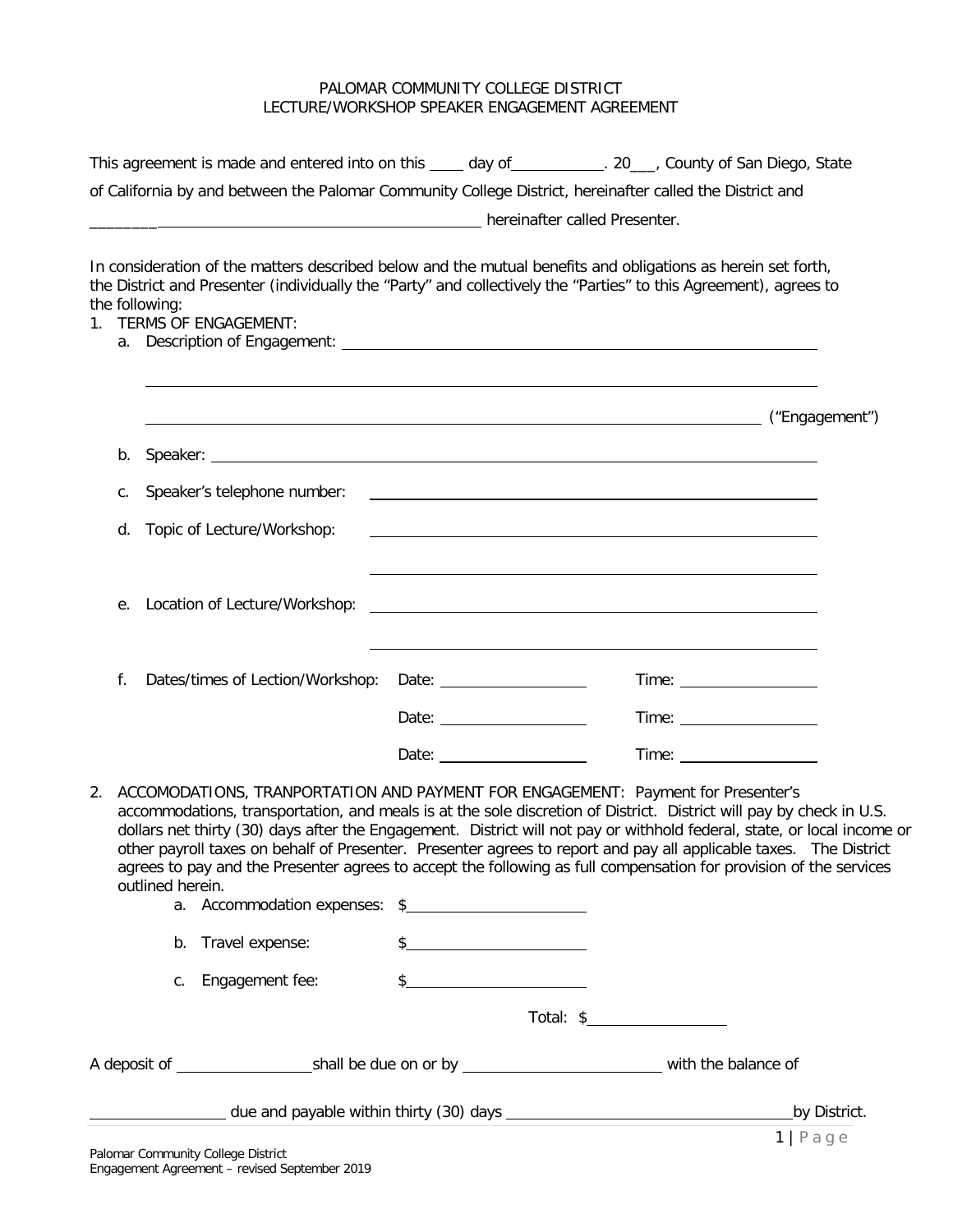PALOMAR COMMUNITY COLLEGE DISTRICT
LECTURE/WORKSHOP SPEAKER ENGAGEMENT AGREEMENT

This agreement is made and entered into on this ____ day of___________. 20___, County of San Diego, State of California by and between the Palomar Community College District, hereinafter called the District and ________________________________________________ hereinafter called Presenter.

In consideration of the matters described below and the mutual benefits and obligations as herein set forth, the District and Presenter (individually the "Party" and collectively the "Parties" to this Agreement), agrees to the following:

1. TERMS OF ENGAGEMENT:
   a. Description of Engagement: ______________________________________________

      ______________________________________________

      ______________________________________________ ("Engagement")

   b. Speaker: ______________________________________________

   c. Speaker's telephone number: ______________________________________________

   d. Topic of Lecture/Workshop: ______________________________________________

      ______________________________________________

   e. Location of Lecture/Workshop: ______________________________________________

      ______________________________________________

   f. Dates/times of Lection/Workshop: Date: ________________ Time: ________________

      Date: ________________ Time: ________________

      Date: ________________ Time: ________________

2. ACCOMODATIONS, TRANPORTATION AND PAYMENT FOR ENGAGEMENT: Payment for Presenter's accommodations, transportation, and meals is at the sole discretion of District. District will pay by check in U.S. dollars net thirty (30) days after the Engagement. District will not pay or withhold federal, state, or local income or other payroll taxes on behalf of Presenter. Presenter agrees to report and pay all applicable taxes. The District agrees to pay and the Presenter agrees to accept the following as full compensation for provision of the services outlined herein.
   a. Accommodation expenses: $____________________

   b. Travel expense: $____________________

   c. Engagement fee: $____________________

   Total: $________________

A deposit of ________________shall be due on or by ______________________ with the balance of ________________ due and payable within thirty (30) days ________________________________by District.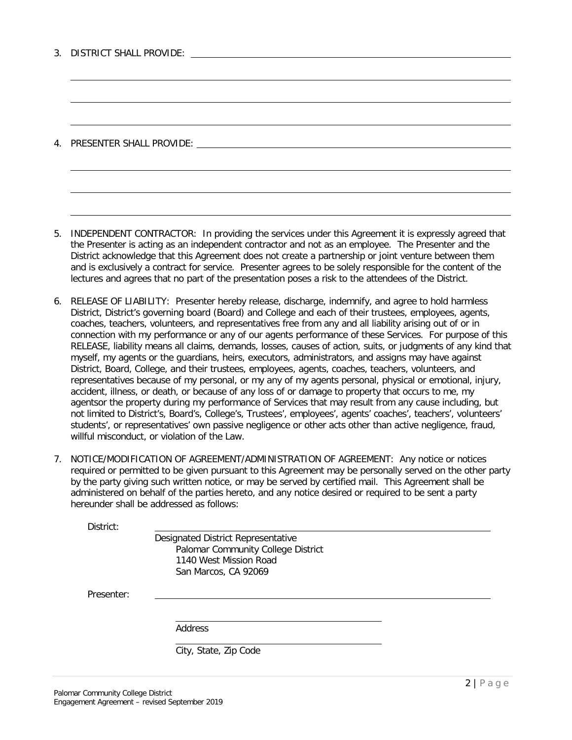3. DISTRICT SHALL PROVIDE: ______________________________________________

______________________________________________

______________________________________________

______________________________________________

4. PRESENTER SHALL PROVIDE: ______________________________________________

______________________________________________

______________________________________________

______________________________________________

5. INDEPENDENT CONTRACTOR: In providing the services under this Agreement it is expressly agreed that the Presenter is acting as an independent contractor and not as an employee. The Presenter and the District acknowledge that this Agreement does not create a partnership or joint venture between them and is exclusively a contract for service. Presenter agrees to be solely responsible for the content of the lectures and agrees that no part of the presentation poses a risk to the attendees of the District.

6. RELEASE OF LIABILITY: Presenter hereby release, discharge, indemnify, and agree to hold harmless District, District's governing board (Board) and College and each of their trustees, employees, agents, coaches, teachers, volunteers, and representatives free from any and all liability arising out of or in connection with my performance or any of our agents performance of these Services. For purpose of this RELEASE, liability means all claims, demands, losses, causes of action, suits, or judgments of any kind that myself, my agents or the guardians, heirs, executors, administrators, and assigns may have against District, Board, College, and their trustees, employees, agents, coaches, teachers, volunteers, and representatives because of my personal, or my any of my agents personal, physical or emotional, injury, accident, illness, or death, or because of any loss of or damage to property that occurs to me, my agentsor the property during my performance of Services that may result from any cause including, but not limited to District's, Board's, College's, Trustees', employees', agents' coaches', teachers', volunteers' students', or representatives' own passive negligence or other acts other than active negligence, fraud, willful misconduct, or violation of the Law.

7. NOTICE/MODIFICATION OF AGREEMENT/ADMINISTRATION OF AGREEMENT: Any notice or notices required or permitted to be given pursuant to this Agreement may be personally served on the other party by the party giving such written notice, or may be served by certified mail. This Agreement shall be administered on behalf of the parties hereto, and any notice desired or required to be sent a party hereunder shall be addressed as follows:

District: ______________________________________________

Designated District Representative
Palomar Community College District
1140 West Mission Road
San Marcos, CA 92069

Presenter: ______________________________________________

______________________________
Address

______________________________
City, State, Zip Code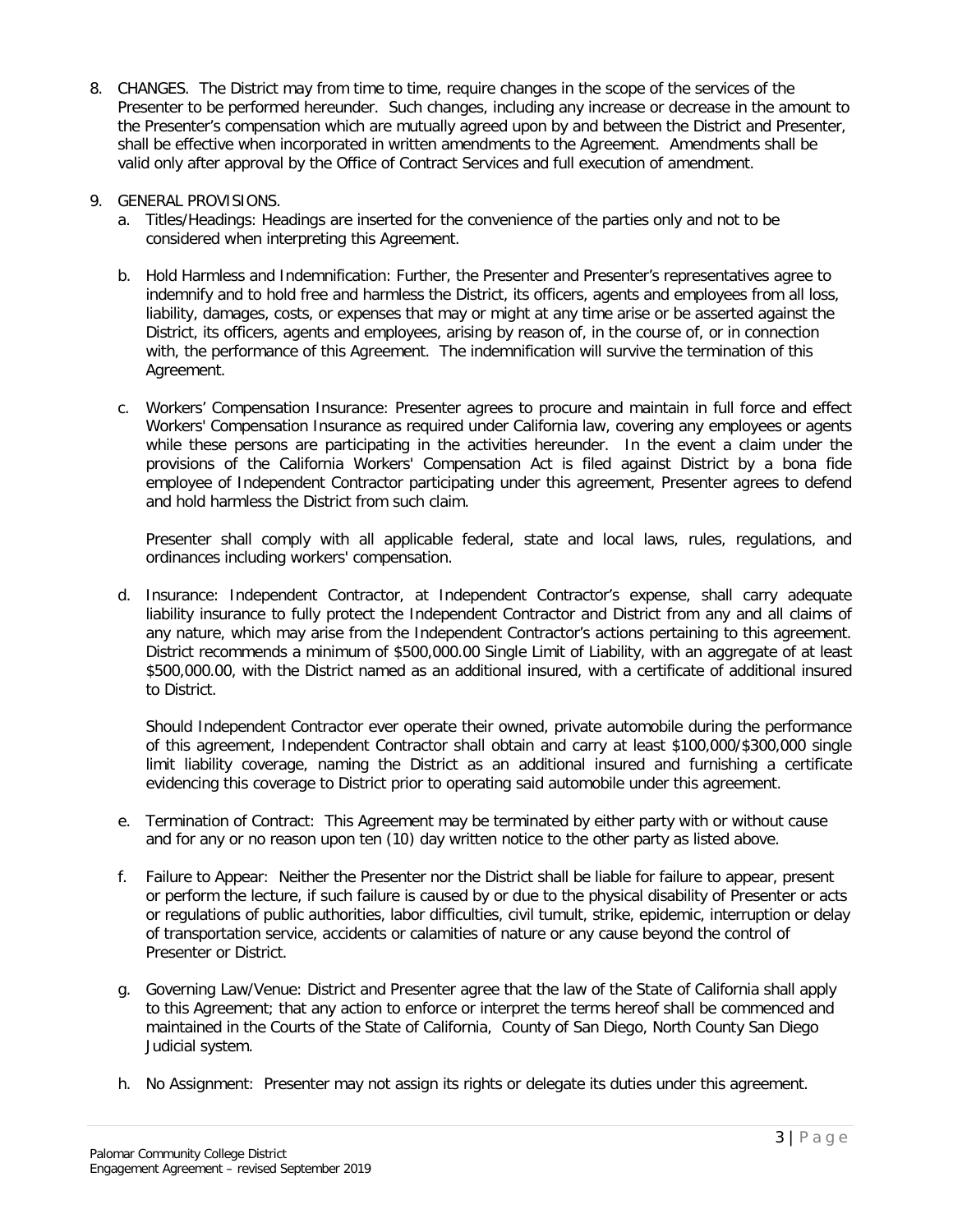8. CHANGES. The District may from time to time, require changes in the scope of the services of the Presenter to be performed hereunder. Such changes, including any increase or decrease in the amount to the Presenter's compensation which are mutually agreed upon by and between the District and Presenter, shall be effective when incorporated in written amendments to the Agreement. Amendments shall be valid only after approval by the Office of Contract Services and full execution of amendment.

9. GENERAL PROVISIONS.
   a. Titles/Headings: Headings are inserted for the convenience of the parties only and not to be considered when interpreting this Agreement.

   b. Hold Harmless and Indemnification: Further, the Presenter and Presenter's representatives agree to indemnify and to hold free and harmless the District, its officers, agents and employees from all loss, liability, damages, costs, or expenses that may or might at any time arise or be asserted against the District, its officers, agents and employees, arising by reason of, in the course of, or in connection with, the performance of this Agreement. The indemnification will survive the termination of this Agreement.

   c. Workers' Compensation Insurance: Presenter agrees to procure and maintain in full force and effect Workers' Compensation Insurance as required under California law, covering any employees or agents while these persons are participating in the activities hereunder. In the event a claim under the provisions of the California Workers' Compensation Act is filed against District by a bona fide employee of Independent Contractor participating under this agreement, Presenter agrees to defend and hold harmless the District from such claim.

      Presenter shall comply with all applicable federal, state and local laws, rules, regulations, and ordinances including workers' compensation.

   d. Insurance: Independent Contractor, at Independent Contractor's expense, shall carry adequate liability insurance to fully protect the Independent Contractor and District from any and all claims of any nature, which may arise from the Independent Contractor's actions pertaining to this agreement. District recommends a minimum of $500,000.00 Single Limit of Liability, with an aggregate of at least $500,000.00, with the District named as an additional insured, with a certificate of additional insured to District.

      Should Independent Contractor ever operate their owned, private automobile during the performance of this agreement, Independent Contractor shall obtain and carry at least $100,000/$300,000 single limit liability coverage, naming the District as an additional insured and furnishing a certificate evidencing this coverage to District prior to operating said automobile under this agreement.

   e. Termination of Contract: This Agreement may be terminated by either party with or without cause and for any or no reason upon ten (10) day written notice to the other party as listed above.

   f. Failure to Appear: Neither the Presenter nor the District shall be liable for failure to appear, present or perform the lecture, if such failure is caused by or due to the physical disability of Presenter or acts or regulations of public authorities, labor difficulties, civil tumult, strike, epidemic, interruption or delay of transportation service, accidents or calamities of nature or any cause beyond the control of Presenter or District.

   g. Governing Law/Venue: District and Presenter agree that the law of the State of California shall apply to this Agreement; that any action to enforce or interpret the terms hereof shall be commenced and maintained in the Courts of the State of California, County of San Diego, North County San Diego Judicial system.

   h. No Assignment: Presenter may not assign its rights or delegate its duties under this agreement.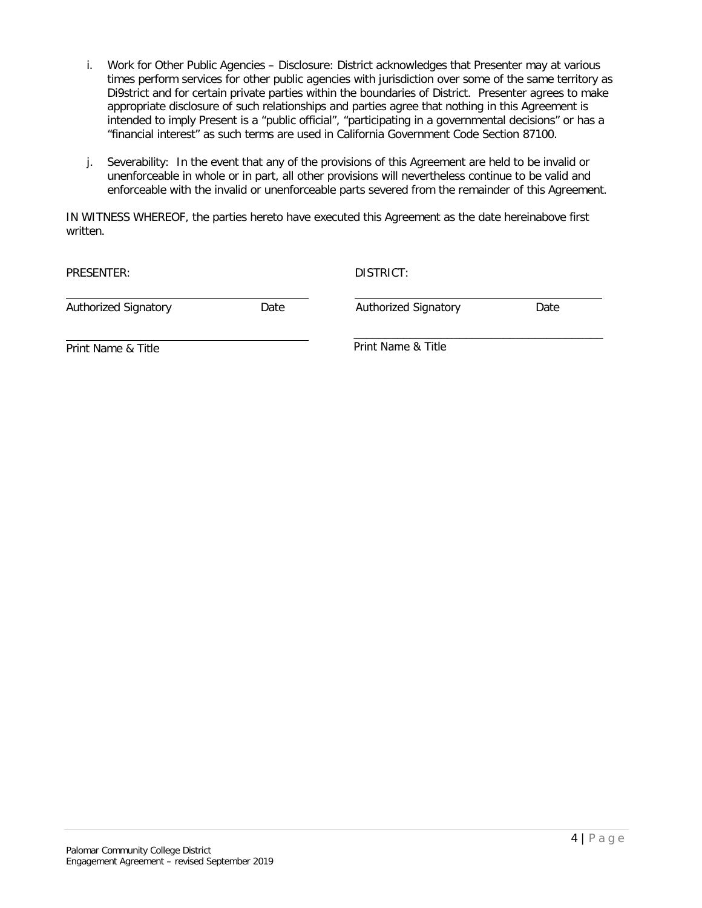i. Work for Other Public Agencies – Disclosure: District acknowledges that Presenter may at various times perform services for other public agencies with jurisdiction over some of the same territory as Di9strict and for certain private parties within the boundaries of District. Presenter agrees to make appropriate disclosure of such relationships and parties agree that nothing in this Agreement is intended to imply Present is a "public official", "participating in a governmental decisions" or has a "financial interest" as such terms are used in California Government Code Section 87100.

j. Severability: In the event that any of the provisions of this Agreement are held to be invalid or unenforceable in whole or in part, all other provisions will nevertheless continue to be valid and enforceable with the invalid or unenforceable parts severed from the remainder of this Agreement.

IN WITNESS WHEREOF, the parties hereto have executed this Agreement as the date hereinabove first written.

| | |
|---|---|
| PRESENTER: | DISTRICT: |
| ______________________________ | ______________________________ |
| Authorized Signatory Date | Authorized Signatory Date |
| ______________________________ | ______________________________ |
| Print Name & Title | Print Name & Title |

Palomar Community College District
Engagement Agreement – revised September 2019